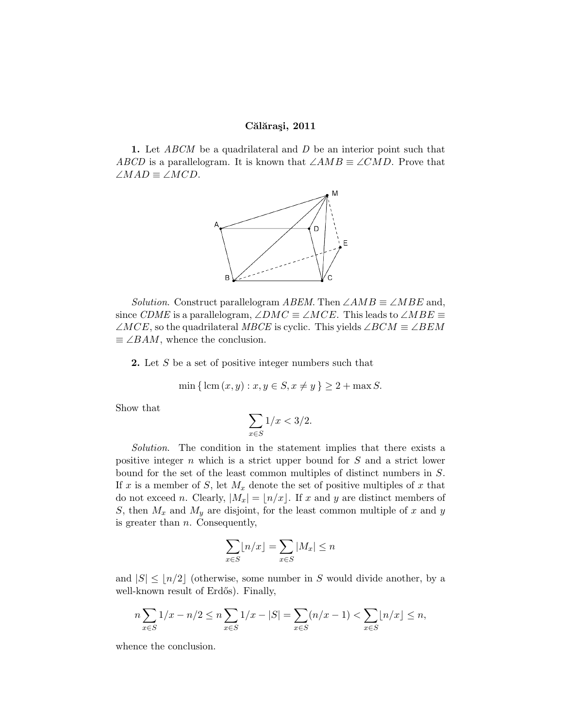**Călăraşi, 2011**

**1.** Let $ABCM$ be a quadrilateral and $D$ be an interior point such that $ABCD$ is a parallelogram. It is known that $\angle AMB \equiv \angle CMD$. Prove that $\angle MAD \equiv \angle MCD$.

*Solution.* Construct parallelogram $ABEM$. Then $\angle AMB \equiv \angle MBE$ and, since $CDME$ is a parallelogram, $\angle DMC \equiv \angle MCE$. This leads to $\angle MBE \equiv \angle MCE$, so the quadrilateral $MBCE$ is cyclic. This yields $\angle BCM \equiv \angle BEM \equiv \angle BAM$, whence the conclusion.

**2.** Let $S$ be a set of positive integer numbers such that

$$\min \{ \operatorname{lcm}(x, y) : x, y \in S, x \neq y \} \geq 2 + \max S.$$

Show that

$$\sum_{x \in S} 1/x < 3/2.$$

*Solution.* The condition in the statement implies that there exists a positive integer $n$ which is a strict upper bound for $S$ and a strict lower bound for the set of the least common multiples of distinct numbers in $S$. If $x$ is a member of $S$, let $M_x$ denote the set of positive multiples of $x$ that do not exceed $n$. Clearly, $|M_x| = \lfloor n/x \rfloor$. If $x$ and $y$ are distinct members of $S$, then $M_x$ and $M_y$ are disjoint, for the least common multiple of $x$ and $y$ is greater than $n$. Consequently,

$$\sum_{x \in S} \lfloor n/x \rfloor = \sum_{x \in S} |M_x| \leq n$$

and $|S| \leq \lfloor n/2 \rfloor$ (otherwise, some number in $S$ would divide another, by a well-known result of Erdős). Finally,

$$n \sum_{x \in S} 1/x - n/2 \leq n \sum_{x \in S} 1/x - |S| = \sum_{x \in S} (n/x - 1) < \sum_{x \in S} \lfloor n/x \rfloor \leq n,$$

whence the conclusion.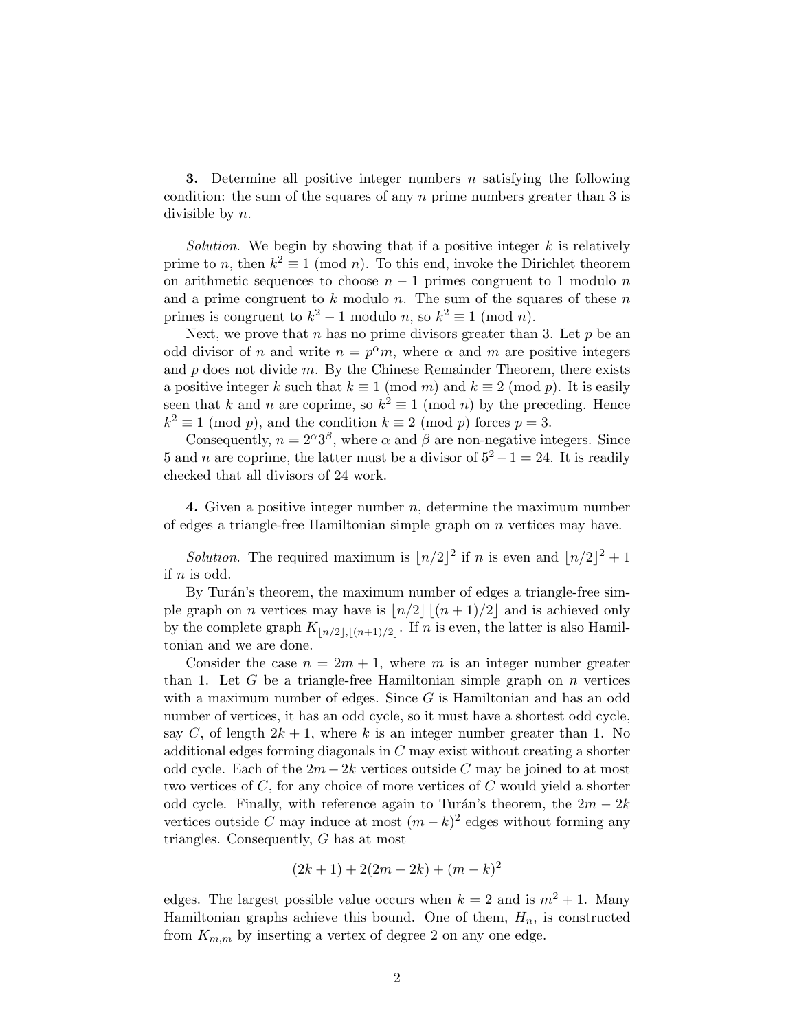**3.** Determine all positive integer numbers $n$ satisfying the following condition: the sum of the squares of any $n$ prime numbers greater than 3 is divisible by $n$.

*Solution.* We begin by showing that if a positive integer $k$ is relatively prime to $n$, then $k^2 \equiv 1 \pmod{n}$. To this end, invoke the Dirichlet theorem on arithmetic sequences to choose $n-1$ primes congruent to 1 modulo $n$ and a prime congruent to $k$ modulo $n$. The sum of the squares of these $n$ primes is congruent to $k^2 - 1$ modulo $n$, so $k^2 \equiv 1 \pmod{n}$.

Next, we prove that $n$ has no prime divisors greater than 3. Let $p$ be an odd divisor of $n$ and write $n = p^\alpha m$, where $\alpha$ and $m$ are positive integers and $p$ does not divide $m$. By the Chinese Remainder Theorem, there exists a positive integer $k$ such that $k \equiv 1 \pmod{m}$ and $k \equiv 2 \pmod{p}$. It is easily seen that $k$ and $n$ are coprime, so $k^2 \equiv 1 \pmod{n}$ by the preceding. Hence $k^2 \equiv 1 \pmod{p}$, and the condition $k \equiv 2 \pmod{p}$ forces $p = 3$.

Consequently, $n = 2^\alpha 3^\beta$, where $\alpha$ and $\beta$ are non-negative integers. Since 5 and $n$ are coprime, the latter must be a divisor of $5^2 - 1 = 24$. It is readily checked that all divisors of 24 work.

**4.** Given a positive integer number $n$, determine the maximum number of edges a triangle-free Hamiltonian simple graph on $n$ vertices may have.

*Solution.* The required maximum is $\lfloor n/2 \rfloor^2$ if $n$ is even and $\lfloor n/2 \rfloor^2 + 1$ if $n$ is odd.

By Turán's theorem, the maximum number of edges a triangle-free simple graph on $n$ vertices may have is $\lfloor n/2 \rfloor \lfloor (n+1)/2 \rfloor$ and is achieved only by the complete graph $K_{\lfloor n/2 \rfloor, \lfloor (n+1)/2 \rfloor}$. If $n$ is even, the latter is also Hamiltonian and we are done.

Consider the case $n = 2m+1$, where $m$ is an integer number greater than 1. Let $G$ be a triangle-free Hamiltonian simple graph on $n$ vertices with a maximum number of edges. Since $G$ is Hamiltonian and has an odd number of vertices, it has an odd cycle, so it must have a shortest odd cycle, say $C$, of length $2k+1$, where $k$ is an integer number greater than 1. No additional edges forming diagonals in $C$ may exist without creating a shorter odd cycle. Each of the $2m - 2k$ vertices outside $C$ may be joined to at most two vertices of $C$, for any choice of more vertices of $C$ would yield a shorter odd cycle. Finally, with reference again to Turán's theorem, the $2m - 2k$ vertices outside $C$ may induce at most $(m-k)^2$ edges without forming any triangles. Consequently, $G$ has at most

$$(2k+1) + 2(2m - 2k) + (m-k)^2$$

edges. The largest possible value occurs when $k = 2$ and is $m^2 + 1$. Many Hamiltonian graphs achieve this bound. One of them, $H_n$, is constructed from $K_{m,m}$ by inserting a vertex of degree 2 on any one edge.